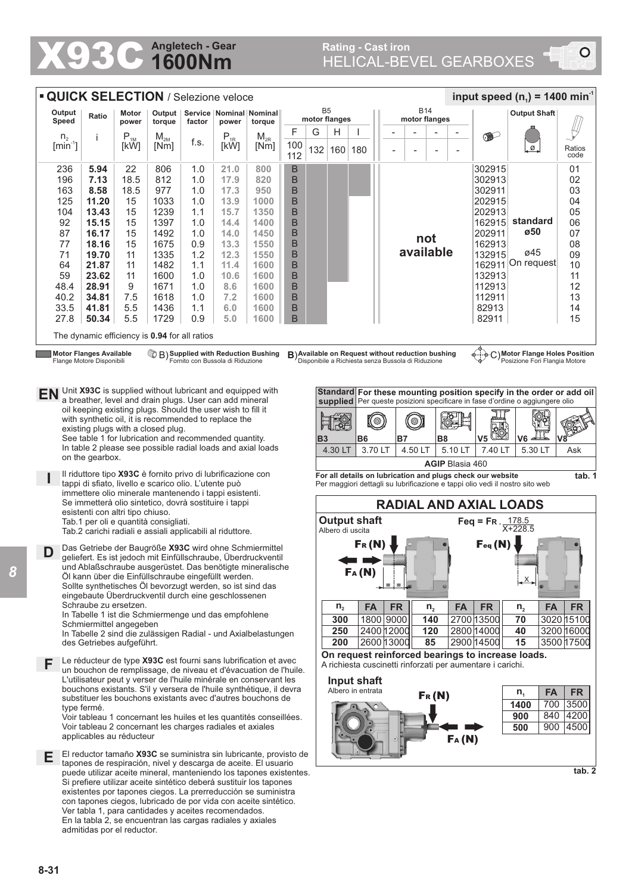# X93C Angletech - Gear 1600Nm

## Rating - Cast iron
## HELICAL-BEVEL GEARBOXES

## ▪ QUICK SELECTION / Selezione veloce

**input speed ($n_1$) = 1400 min$^{-1}$**

| Output Speed $n_2$ [min$^{-1}$] | Ratio i | Motor power $P_{1M}$ [kW] | Output torque $M_{2M}$ [Nm] | Service factor f.s. | Nominal power $P_{1R}$ [kW] | Nominal torque $M_{2R}$ [Nm] | B5 motor flanges F 100 112 | G 132 | H 160 | I 180 | B14 motor flanges - | - | - | - | | Output Shaft ø | Ratios code |
|---|---|---|---|---|---|---|---|---|---|---|---|---|---|---|---|---|---|
| 236 | **5.94** | 22 | 806 | 1.0 | 21.0 | 800 | B | | | | not available | | | | 302915 | standard ø50 | 01 |
| 196 | **7.13** | 18.5 | 812 | 1.0 | 17.9 | 820 | B | | | | | | | | 302913 | | 02 |
| 163 | **8.58** | 18.5 | 977 | 1.0 | 17.3 | 950 | B | | | | | | | | 302911 | | 03 |
| 125 | **11.20** | 15 | 1033 | 1.0 | 13.9 | 1000 | B | | | | | | | | 202915 | | 04 |
| 104 | **13.43** | 15 | 1239 | 1.1 | 15.7 | 1350 | B | | | | | | | | 202913 | | 05 |
| 92 | **15.15** | 15 | 1397 | 1.0 | 14.4 | 1400 | B | | | | | | | | 162915 | | 06 |
| 87 | **16.17** | 15 | 1492 | 1.0 | 14.0 | 1450 | B | | | | | | | | 202911 | | 07 |
| 77 | **18.16** | 15 | 1675 | 0.9 | 13.3 | 1550 | B | | | | | | | | 162913 | | 08 |
| 71 | **19.70** | 11 | 1335 | 1.2 | 12.3 | 1550 | B | | | | | | | | 132915 | ø45 On request | 09 |
| 64 | **21.87** | 11 | 1482 | 1.1 | 11.4 | 1600 | B | | | | | | | | 162911 | | 10 |
| 59 | **23.62** | 11 | 1600 | 1.0 | 10.6 | 1600 | B | | | | | | | | 132913 | | 11 |
| 48.4 | **28.91** | 9 | 1671 | 1.0 | 8.6 | 1600 | B | | | | | | | | 112913 | | 12 |
| 40.2 | **34.81** | 7.5 | 1618 | 1.0 | 7.2 | 1600 | B | | | | | | | | 112911 | | 13 |
| 33.5 | **41.81** | 5.5 | 1436 | 1.1 | 6.0 | 1600 | B | | | | | | | | 82913 | | 14 |
| 27.8 | **50.34** | 5.5 | 1729 | 0.9 | 5.0 | 1600 | B | | | | | | | | 82911 | | 15 |

The dynamic efficiency is **0.94** for all ratios

**Motor Flanges Available** Flange Motore Disponibili — B) **Supplied with Reduction Bushing** Fornito con Bussola di Riduzione — **B)** **Available on Request without reduction bushing** Disponibile a Richiesta senza Bussola di Riduzione — C) **Motor Flange Holes Position** Posizione Fori Flangia Motore

**EN** Unit **X93C** is supplied without lubricant and equipped with a breather, level and drain plugs. User can add mineral oil keeping existing plugs. Should the user wish to fill it with synthetic oil, it is recommended to replace the existing plugs with a closed plug.
See table 1 for lubrication and recommended quantity.
In table 2 please see possible radial loads and axial loads on the gearbox.

**I** Il riduttore tipo **X93C** è fornito privo di lubrificazione con tappi di sfiato, livello e scarico olio. L'utente può immettere olio minerale mantenendo i tappi esistenti. Se immetterà olio sintetico, dovrà sostituire i tappi esistenti con altri tipo chiuso.
Tab.1 per oli e quantità consigliati.
Tab.2 carichi radiali e assiali applicabili al riduttore.

**D** Das Getriebe der Baugröße **X93C** wird ohne Schmiermittel geliefert. Es ist jedoch mit Einfüllschraube, Überdruckventil und Ablaßschraube ausgerüstet. Das benötigte mineralische Öl kann über die Einfüllschraube eingefüllt werden.
Sollte synthetisches Öl bevorzugt werden, so ist das eingebaute Überdruckventil durch eine geschlossenen Schraube zu ersetzen.
In Tabelle 1 ist die Schmiermenge und das empfohlene Schmiermittel angegeben
In Tabelle 2 sind die zulässigen Radial - und Axialbelastungen des Getriebes aufgeführt.

**F** Le réducteur de type **X93C** est fourni sans lubrification et avec un bouchon de remplissage, de niveau et d'évacuation de l'huile. L'utilisateur peut y verser de l'huile minérale en conservant les bouchons existants. S'il y versera de l'huile synthétique, il devra substituer les bouchons existants avec d'autres bouchons de type fermé.
Voir tableau 1 concernant les huiles et les quantités conseillées.
Voir tableau 2 concernant les charges radiales et axiales applicables au réducteur

**E** El reductor tamaño **X93C** se suministra sin lubricante, provisto de tapones de respiración, nivel y descarga de aceite. El usuario puede utilizar aceite mineral, manteniendo los tapones existentes. Si prefiere utilizar aceite sintético deberá sustituir los tapones existentes por tapones ciegos. La prerreducción se suministra con tapones ciegos, lubricado de por vida con aceite sintético.
Ver tabla 1, para cantidades y aceites recomendados.
En la tabla 2, se encuentran las cargas radiales y axiales admitidas por el reductor.

| Standard supplied | For these mounting position specify in the order or add oil / Per queste posizioni specificare in fase d'ordine o aggiungere olio | | | | | |
|---|---|---|---|---|---|---|
| B3 | B6 | B7 | B8 | V5 | V6 | V8 |
| 4.30 LT | 3.70 LT | 4.50 LT | 5.10 LT | 7.40 LT | 5.30 LT | Ask |
| **AGIP** Blasia 460 | | | | | | |

**For all details on lubrication and plugs check our website**
Per maggiori dettagli su lubrificazione e tappi olio vedi il nostro sito web **tab. 1**

## RADIAL AND AXIAL LOADS

**Output shaft**
Albero di uscita

$$F_{eq} = F_R \cdot \frac{178.5}{X+228.5}$$

| $n_2$ | FA | FR | $n_2$ | FA | FR | $n_2$ | FA | FR |
|---|---|---|---|---|---|---|---|---|
| **300** | 1800 | 9000 | **140** | 2700 | 13500 | **70** | 3020 | 15100 |
| **250** | 2400 | 12000 | **120** | 2800 | 14000 | **40** | 3200 | 16000 |
| **200** | 2600 | 13000 | **85** | 2900 | 14500 | **15** | 3500 | 17500 |

**On request reinforced bearings to increase loads.**
A richiesta cuscinetti rinforzati per aumentare i carichi.

**Input shaft**
Albero in entrata

| $n_1$ | FA | FR |
|---|---|---|
| **1400** | 700 | 3500 |
| **900** | 840 | 4200 |
| **500** | 900 | 4500 |

**tab. 2**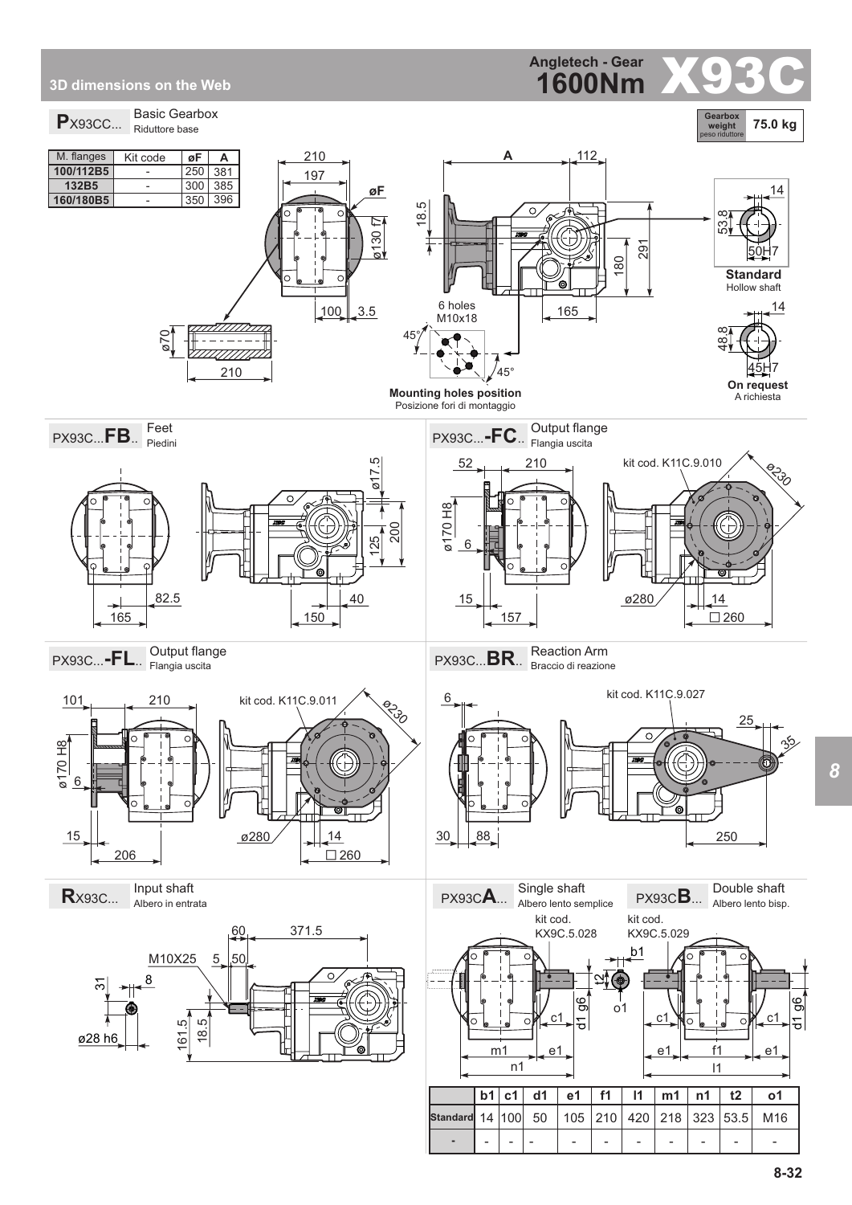3D dimensions on the Web

Angletech - Gear
# 1600Nm X93C

**P**X93CC... Basic Gearbox
Riduttore base

Gearbox weight / peso riduttore: **75.0 kg**

| M. flanges | Kit code | øF | A |
|---|---|---|---|
| 100/112B5 | - | 250 | 381 |
| 132B5 | - | 300 | 385 |
| 160/180B5 | - | 350 | 396 |

210
197
øF
ø130 f7
100
3.5
ø70
210
A
112
18.5
6 holes
M10x18
45°
45°
165
180
291

Mounting holes position
Posizione fori di montaggio

14
53.8
50H7
**Standard**
Hollow shaft

14
48.8
45H7
**On request**
A richiesta

PX93C...**FB**.. Feet
Piedini

82.5
165
ø17.5
125
200
40
150

PX93C...**-FC**.. Output flange
Flangia uscita

52
210
kit cod. K11C.9.010
ø230
ø170 H8
6
15
157
ø280
14
□ 260

PX93C...**-FL**.. Output flange
Flangia uscita

101
210
kit cod. K11C.9.011
ø230
ø170 H8
6
15
206
ø280
14
□ 260

PX93C...**BR**.. Reaction Arm
Braccio di reazione

6
kit cod. K11C.9.027
25
35
30
88
250

**R**X93C... Input shaft
Albero in entrata

60
371.5
M10X25
5
50
31
8
ø28 h6
161.5
18.5

PX93C**A**... Single shaft
Albero lento semplice
kit cod.
KX9C.5.028

PX93C**B**... Double shaft
Albero lento bisp.
kit cod.
KX9C.5.029

b1
t2
o1
c1
d1 g6
m1
e1
n1
c1
c1
d1 g6
e1
f1
e1
l1

| | b1 | c1 | d1 | e1 | f1 | l1 | m1 | n1 | t2 | o1 |
|---|---|---|---|---|---|---|---|---|---|---|
| Standard | 14 | 100 | 50 | 105 | 210 | 420 | 218 | 323 | 53.5 | M16 |
| - | - | - | - | - | - | - | - | - | - | - |

8